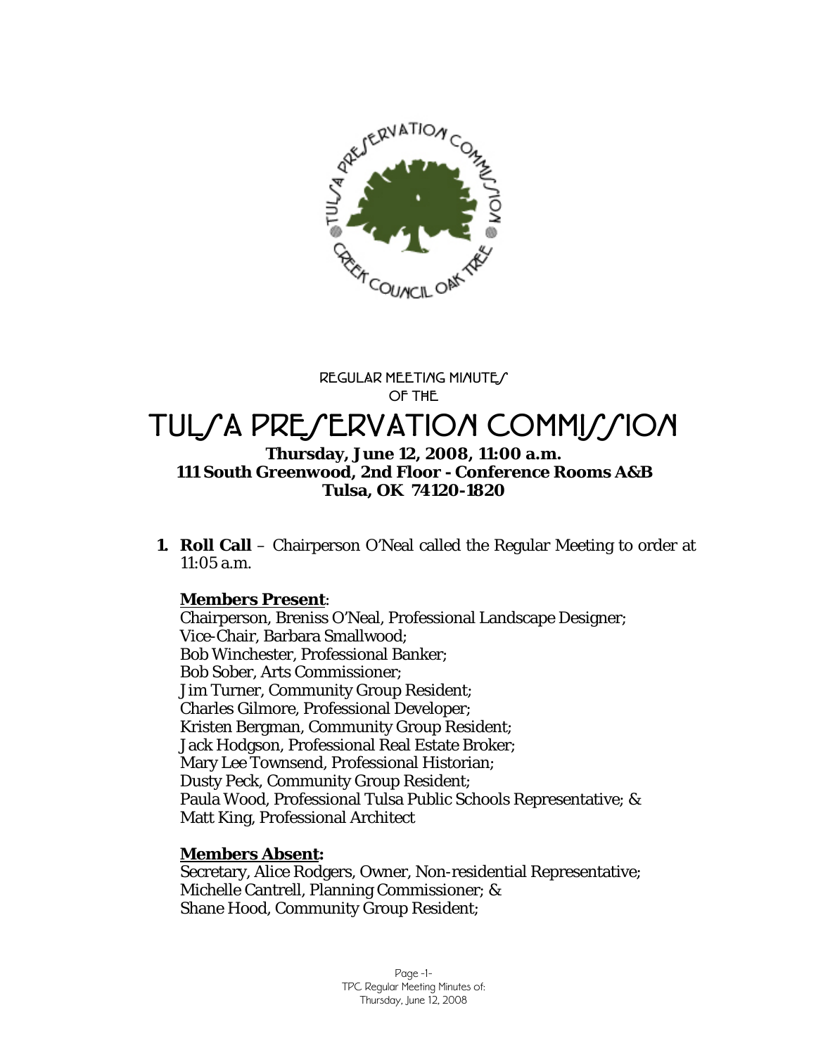REGULAR MEETING MINUTES
OF THE

# TULSA PRESERVATION COMMISSION

**Thursday, June 12, 2008, 11:00 a.m.**
**111 South Greenwood, 2nd Floor - Conference Rooms A&B**
**Tulsa, OK 74120-1820**

1. **Roll Call** – Chairperson O'Neal called the Regular Meeting to order at 11:05 a.m.

   **Members Present**:
   Chairperson, Breniss O'Neal, Professional Landscape Designer;
   Vice-Chair, Barbara Smallwood;
   Bob Winchester, Professional Banker;
   Bob Sober, Arts Commissioner;
   Jim Turner, Community Group Resident;
   Charles Gilmore, Professional Developer;
   Kristen Bergman, Community Group Resident;
   Jack Hodgson, Professional Real Estate Broker;
   Mary Lee Townsend, Professional Historian;
   Dusty Peck, Community Group Resident;
   Paula Wood, Professional Tulsa Public Schools Representative; &
   Matt King, Professional Architect

   **Members Absent:**
   Secretary, Alice Rodgers, Owner, Non-residential Representative;
   Michelle Cantrell, Planning Commissioner; &
   Shane Hood, Community Group Resident;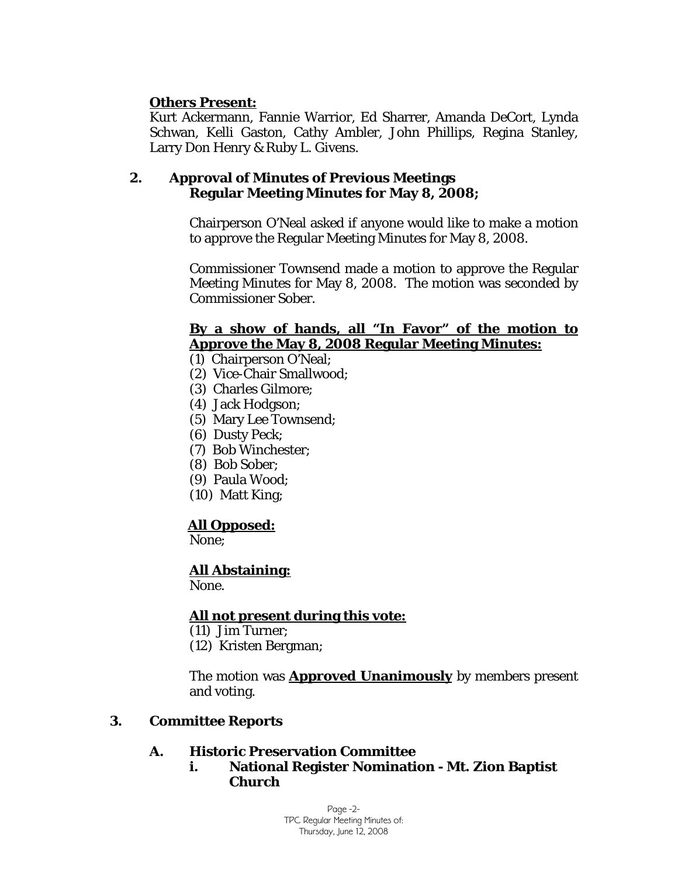**Others Present:**

Kurt Ackermann, Fannie Warrior, Ed Sharrer, Amanda DeCort, Lynda Schwan, Kelli Gaston, Cathy Ambler, John Phillips, Regina Stanley, Larry Don Henry & Ruby L. Givens.

## 2. Approval of Minutes of Previous Meetings
**Regular Meeting Minutes for May 8, 2008;**

Chairperson O'Neal asked if anyone would like to make a motion to approve the Regular Meeting Minutes for May 8, 2008.

Commissioner Townsend made a motion to approve the Regular Meeting Minutes for May 8, 2008. The motion was seconded by Commissioner Sober.

**By a show of hands, all "In Favor" of the motion to Approve the May 8, 2008 Regular Meeting Minutes:**

(1) Chairperson O'Neal;
(2) Vice-Chair Smallwood;
(3) Charles Gilmore;
(4) Jack Hodgson;
(5) Mary Lee Townsend;
(6) Dusty Peck;
(7) Bob Winchester;
(8) Bob Sober;
(9) Paula Wood;
(10) Matt King;

**All Opposed:**
None;

**All Abstaining:**
None.

**All not present during this vote:**
(11) Jim Turner;
(12) Kristen Bergman;

The motion was **Approved Unanimously** by members present and voting.

## 3. Committee Reports

### A. Historic Preservation Committee

#### i. National Register Nomination - Mt. Zion Baptist Church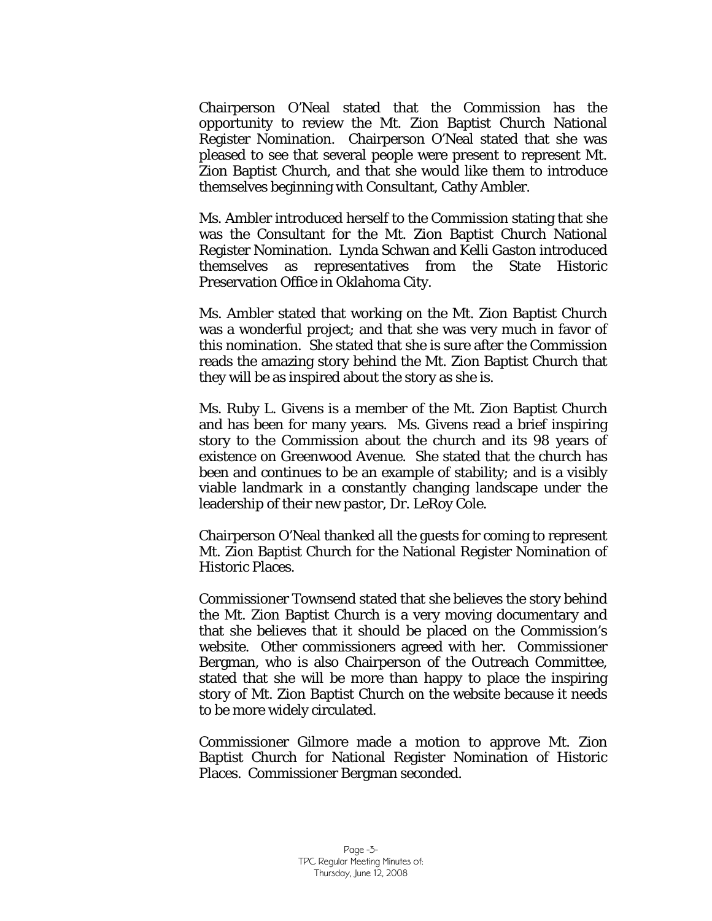Chairperson O'Neal stated that the Commission has the opportunity to review the Mt. Zion Baptist Church National Register Nomination. Chairperson O'Neal stated that she was pleased to see that several people were present to represent Mt. Zion Baptist Church, and that she would like them to introduce themselves beginning with Consultant, Cathy Ambler.

Ms. Ambler introduced herself to the Commission stating that she was the Consultant for the Mt. Zion Baptist Church National Register Nomination. Lynda Schwan and Kelli Gaston introduced themselves as representatives from the State Historic Preservation Office in Oklahoma City.

Ms. Ambler stated that working on the Mt. Zion Baptist Church was a wonderful project; and that she was very much in favor of this nomination. She stated that she is sure after the Commission reads the amazing story behind the Mt. Zion Baptist Church that they will be as inspired about the story as she is.

Ms. Ruby L. Givens is a member of the Mt. Zion Baptist Church and has been for many years. Ms. Givens read a brief inspiring story to the Commission about the church and its 98 years of existence on Greenwood Avenue. She stated that the church has been and continues to be an example of stability; and is a visibly viable landmark in a constantly changing landscape under the leadership of their new pastor, Dr. LeRoy Cole.

Chairperson O'Neal thanked all the guests for coming to represent Mt. Zion Baptist Church for the National Register Nomination of Historic Places.

Commissioner Townsend stated that she believes the story behind the Mt. Zion Baptist Church is a very moving documentary and that she believes that it should be placed on the Commission's website. Other commissioners agreed with her. Commissioner Bergman, who is also Chairperson of the Outreach Committee, stated that she will be more than happy to place the inspiring story of Mt. Zion Baptist Church on the website because it needs to be more widely circulated.

Commissioner Gilmore made a motion to approve Mt. Zion Baptist Church for National Register Nomination of Historic Places. Commissioner Bergman seconded.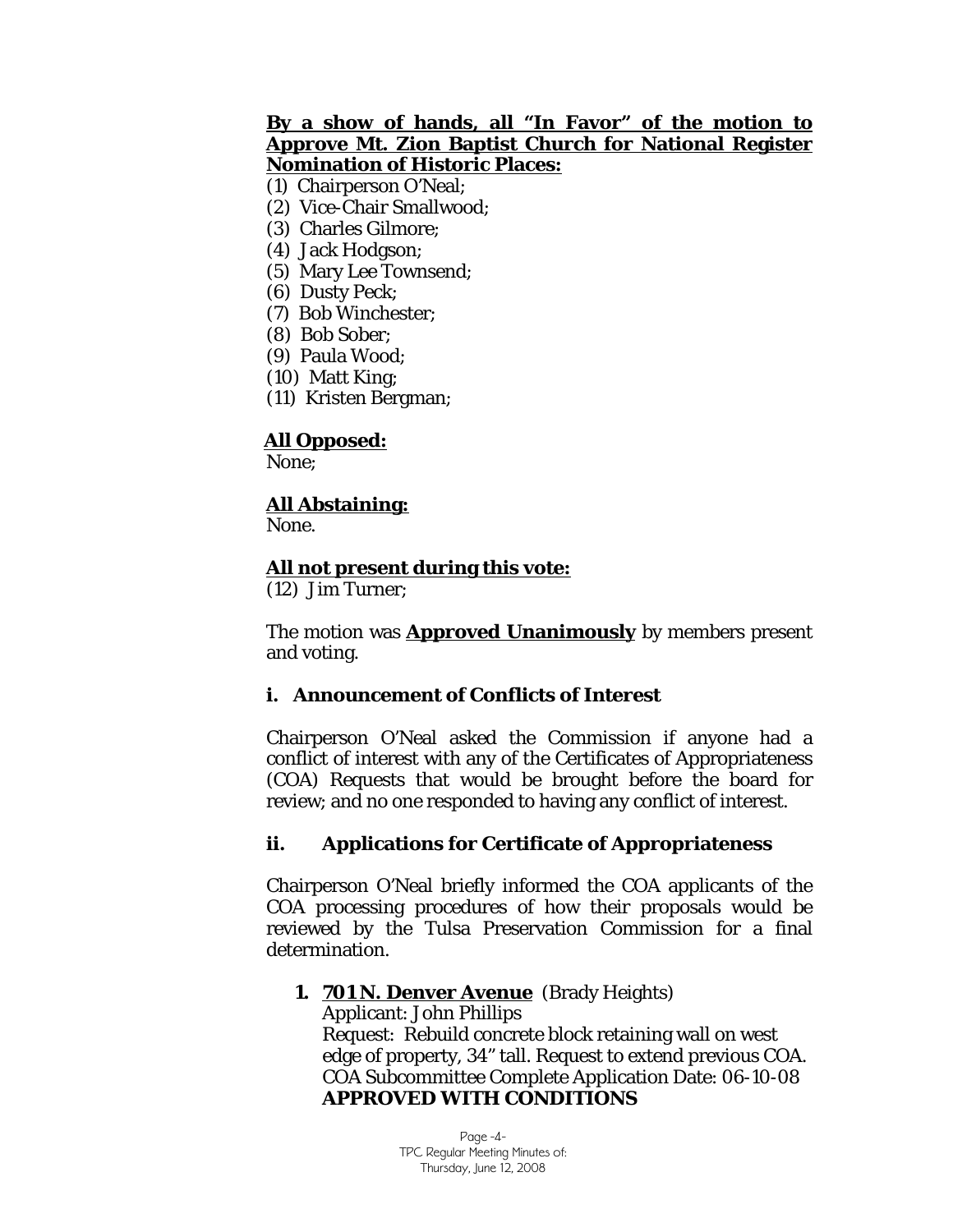**By a show of hands, all "In Favor" of the motion to Approve Mt. Zion Baptist Church for National Register Nomination of Historic Places:**

(1) Chairperson O'Neal;
(2) Vice-Chair Smallwood;
(3) Charles Gilmore;
(4) Jack Hodgson;
(5) Mary Lee Townsend;
(6) Dusty Peck;
(7) Bob Winchester;
(8) Bob Sober;
(9) Paula Wood;
(10) Matt King;
(11) Kristen Bergman;

**All Opposed:**
None;

**All Abstaining:**
None.

**All not present during this vote:**
(12) Jim Turner;

The motion was **Approved Unanimously** by members present and voting.

### i. Announcement of Conflicts of Interest

Chairperson O'Neal asked the Commission if anyone had a conflict of interest with any of the Certificates of Appropriateness (COA) Requests that would be brought before the board for review; and no one responded to having any conflict of interest.

### ii. Applications for Certificate of Appropriateness

Chairperson O'Neal briefly informed the COA applicants of the COA processing procedures of how their proposals would be reviewed by the Tulsa Preservation Commission for a final determination.

1. **701 N. Denver Avenue** (Brady Heights)
   Applicant: John Phillips
   Request: Rebuild concrete block retaining wall on west edge of property, 34" tall. Request to extend previous COA.
   COA Subcommittee Complete Application Date: 06-10-08
   **APPROVED WITH CONDITIONS**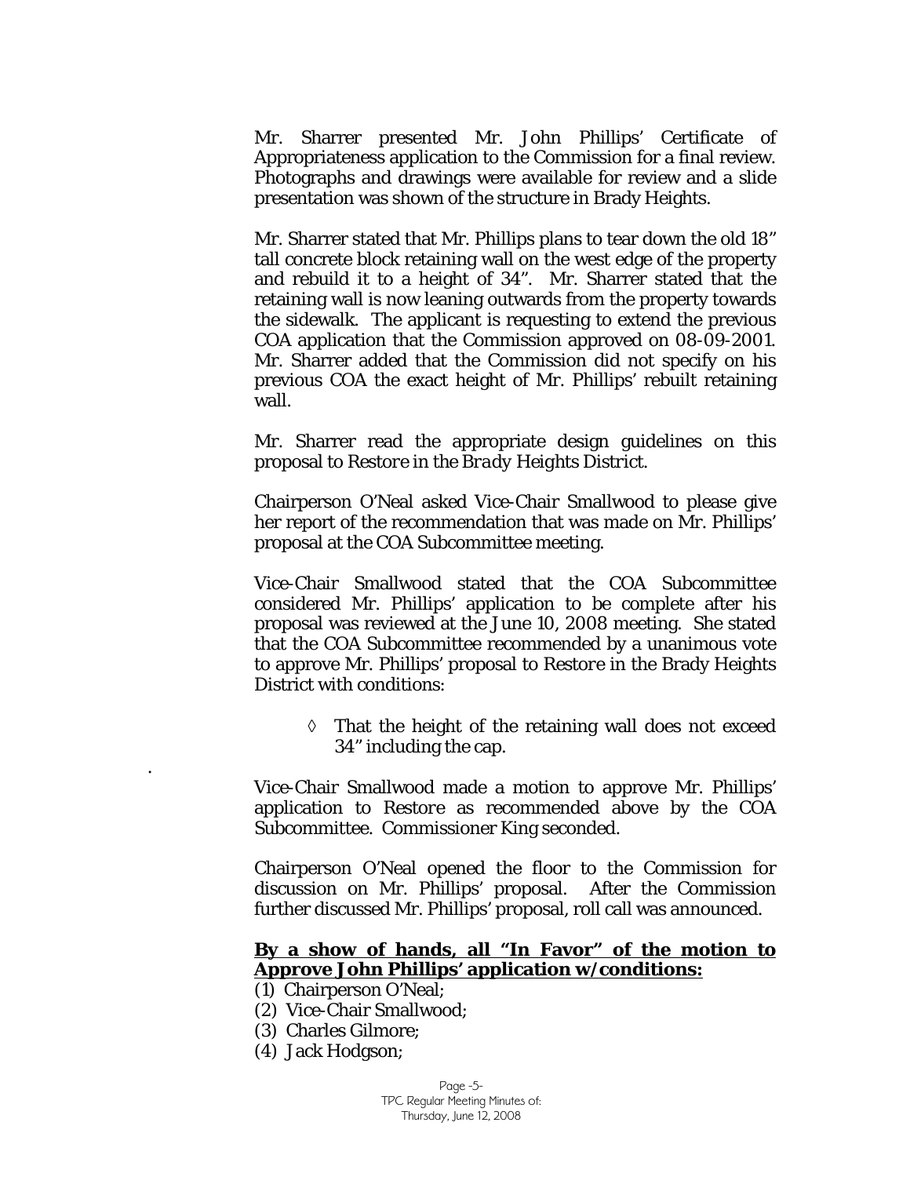Mr. Sharrer presented Mr. John Phillips' Certificate of Appropriateness application to the Commission for a final review. Photographs and drawings were available for review and a slide presentation was shown of the structure in Brady Heights.

Mr. Sharrer stated that Mr. Phillips plans to tear down the old 18" tall concrete block retaining wall on the west edge of the property and rebuild it to a height of 34". Mr. Sharrer stated that the retaining wall is now leaning outwards from the property towards the sidewalk. The applicant is requesting to extend the previous COA application that the Commission approved on 08-09-2001. Mr. Sharrer added that the Commission did not specify on his previous COA the exact height of Mr. Phillips' rebuilt retaining wall.

Mr. Sharrer read the appropriate design guidelines on this proposal to *Restore* in the *Brady Heights District*.

Chairperson O'Neal asked Vice-Chair Smallwood to please give her report of the recommendation that was made on Mr. Phillips' proposal at the COA Subcommittee meeting.

Vice-Chair Smallwood stated that the COA Subcommittee considered Mr. Phillips' application to be complete after his proposal was reviewed at the June 10, 2008 meeting. She stated that the COA Subcommittee recommended by a unanimous vote to approve Mr. Phillips' proposal to *Restore* in the Brady Heights District with conditions:

- ◊ That the height of the retaining wall does not exceed 34" including the cap.

.

Vice-Chair Smallwood made a motion to approve Mr. Phillips' application to *Restore* as recommended above by the COA Subcommittee. Commissioner King seconded.

Chairperson O'Neal opened the floor to the Commission for discussion on Mr. Phillips' proposal. After the Commission further discussed Mr. Phillips' proposal, roll call was announced.

**By a show of hands, all "In Favor" of the motion to Approve John Phillips' application w/conditions:**

(1) Chairperson O'Neal;
(2) Vice-Chair Smallwood;
(3) Charles Gilmore;
(4) Jack Hodgson;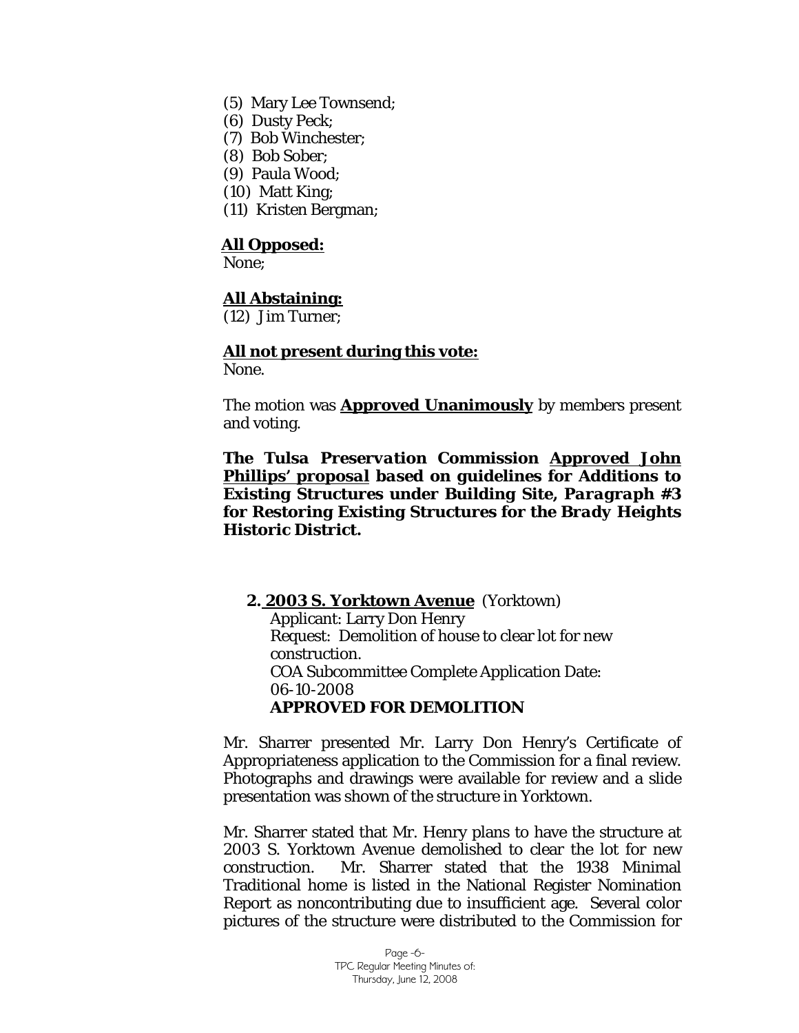(5) Mary Lee Townsend;
(6) Dusty Peck;
(7) Bob Winchester;
(8) Bob Sober;
(9) Paula Wood;
(10) Matt King;
(11) Kristen Bergman;

**<u>All Opposed:</u>**
None;

**<u>All Abstaining:</u>**
(12) Jim Turner;

**<u>All not present during this vote:</u>**
None.

The motion was **<u>Approved Unanimously</u>** by members present and voting.

***The Tulsa Preservation Commission <u>Approved John Phillips' proposal</u> based on guidelines for Additions to Existing Structures under Building Site, Paragraph #3 for Restoring Existing Structures for the Brady Heights Historic District.***

**2. <u>2003 S. Yorktown Avenue</u>** (Yorktown)
Applicant: Larry Don Henry
Request: Demolition of house to clear lot for new construction.
COA Subcommittee Complete Application Date: 06-10-2008
**APPROVED FOR DEMOLITION**

Mr. Sharrer presented Mr. Larry Don Henry's Certificate of Appropriateness application to the Commission for a final review. Photographs and drawings were available for review and a slide presentation was shown of the structure in Yorktown.

Mr. Sharrer stated that Mr. Henry plans to have the structure at 2003 S. Yorktown Avenue demolished to clear the lot for new construction. Mr. Sharrer stated that the 1938 Minimal Traditional home is listed in the National Register Nomination Report as noncontributing due to insufficient age. Several color pictures of the structure were distributed to the Commission for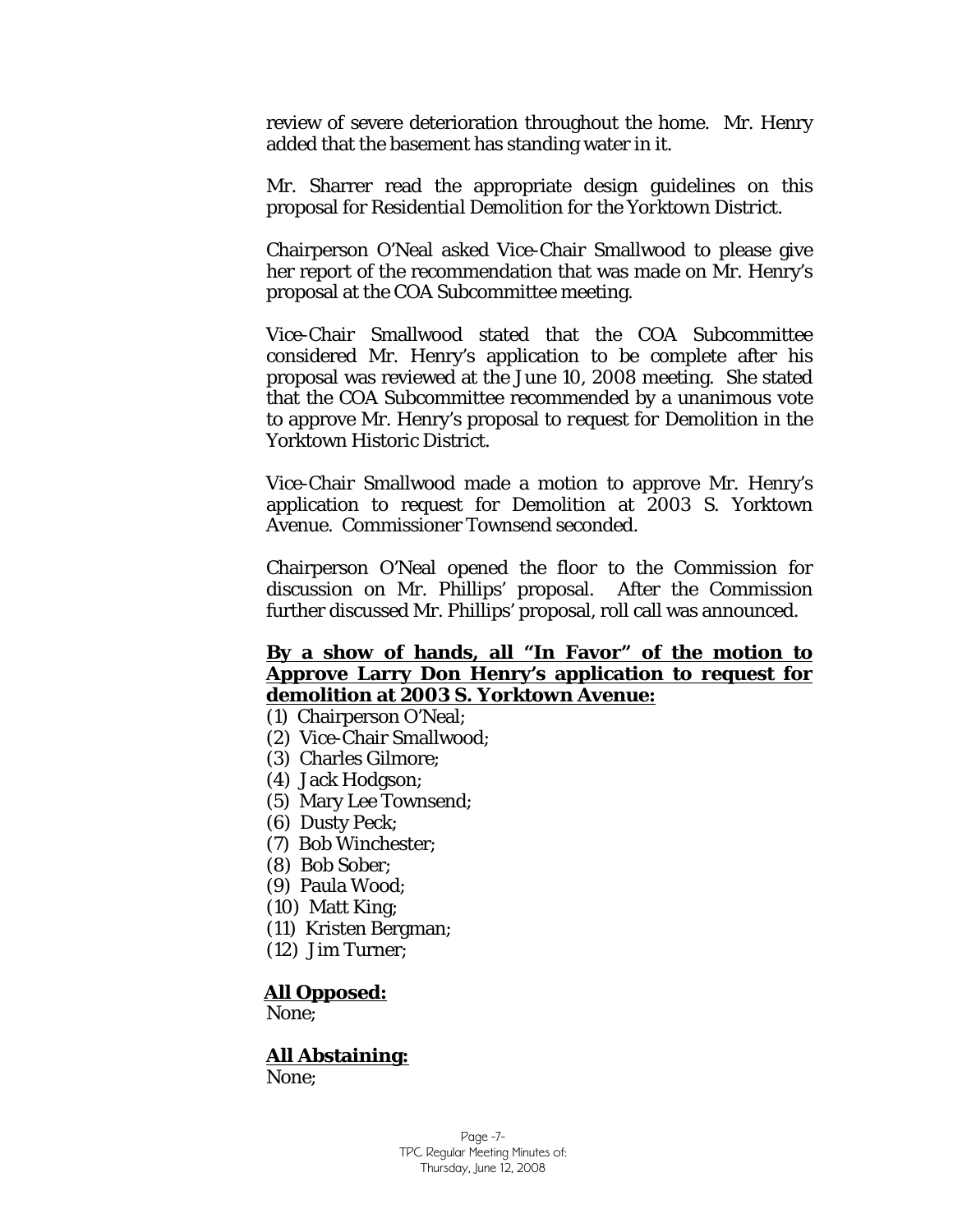review of severe deterioration throughout the home. Mr. Henry added that the basement has standing water in it.

Mr. Sharrer read the appropriate design guidelines on this proposal for *Residential Demolition* for the Yorktown District.

Chairperson O'Neal asked Vice-Chair Smallwood to please give her report of the recommendation that was made on Mr. Henry's proposal at the COA Subcommittee meeting.

Vice-Chair Smallwood stated that the COA Subcommittee considered Mr. Henry's application to be complete after his proposal was reviewed at the June 10, 2008 meeting. She stated that the COA Subcommittee recommended by a unanimous vote to approve Mr. Henry's proposal to request for Demolition in the Yorktown Historic District.

Vice-Chair Smallwood made a motion to approve Mr. Henry's application to request for Demolition at 2003 S. Yorktown Avenue. Commissioner Townsend seconded.

Chairperson O'Neal opened the floor to the Commission for discussion on Mr. Phillips' proposal. After the Commission further discussed Mr. Phillips' proposal, roll call was announced.

**By a show of hands, all "In Favor" of the motion to Approve Larry Don Henry's application to request for demolition at 2003 S. Yorktown Avenue:**

(1) Chairperson O'Neal;
(2) Vice-Chair Smallwood;
(3) Charles Gilmore;
(4) Jack Hodgson;
(5) Mary Lee Townsend;
(6) Dusty Peck;
(7) Bob Winchester;
(8) Bob Sober;
(9) Paula Wood;
(10) Matt King;
(11) Kristen Bergman;
(12) Jim Turner;

**All Opposed:**
None;

**All Abstaining:**
None;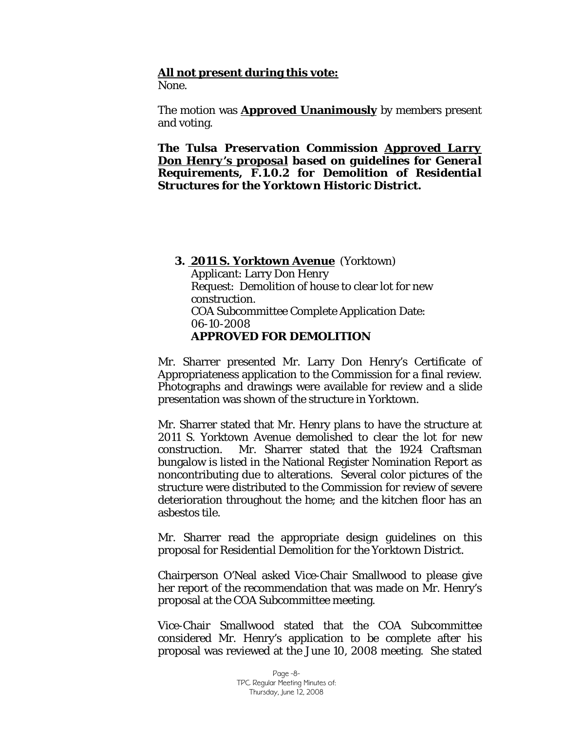**<u>All not present during this vote:</u>**
None.

The motion was **<u>Approved Unanimously</u>** by members present and voting.

***The Tulsa Preservation Commission <u>Approved Larry Don Henry's proposal</u> based on guidelines for General Requirements, F.1.0.2 for Demolition of Residential Structures for the Yorktown Historic District.***

**3. <u>2011 S. Yorktown Avenue</u>** (Yorktown)
Applicant: Larry Don Henry
Request: Demolition of house to clear lot for new construction.
COA Subcommittee Complete Application Date: 06-10-2008
**APPROVED FOR DEMOLITION**

Mr. Sharrer presented Mr. Larry Don Henry's Certificate of Appropriateness application to the Commission for a final review. Photographs and drawings were available for review and a slide presentation was shown of the structure in Yorktown.

Mr. Sharrer stated that Mr. Henry plans to have the structure at 2011 S. Yorktown Avenue demolished to clear the lot for new construction. Mr. Sharrer stated that the 1924 Craftsman bungalow is listed in the National Register Nomination Report as noncontributing due to alterations. Several color pictures of the structure were distributed to the Commission for review of severe deterioration throughout the home; and the kitchen floor has an asbestos tile.

Mr. Sharrer read the appropriate design guidelines on this proposal for *Residential Demolition for the Yorktown District*.

Chairperson O'Neal asked Vice-Chair Smallwood to please give her report of the recommendation that was made on Mr. Henry's proposal at the COA Subcommittee meeting.

Vice-Chair Smallwood stated that the COA Subcommittee considered Mr. Henry's application to be complete after his proposal was reviewed at the June 10, 2008 meeting. She stated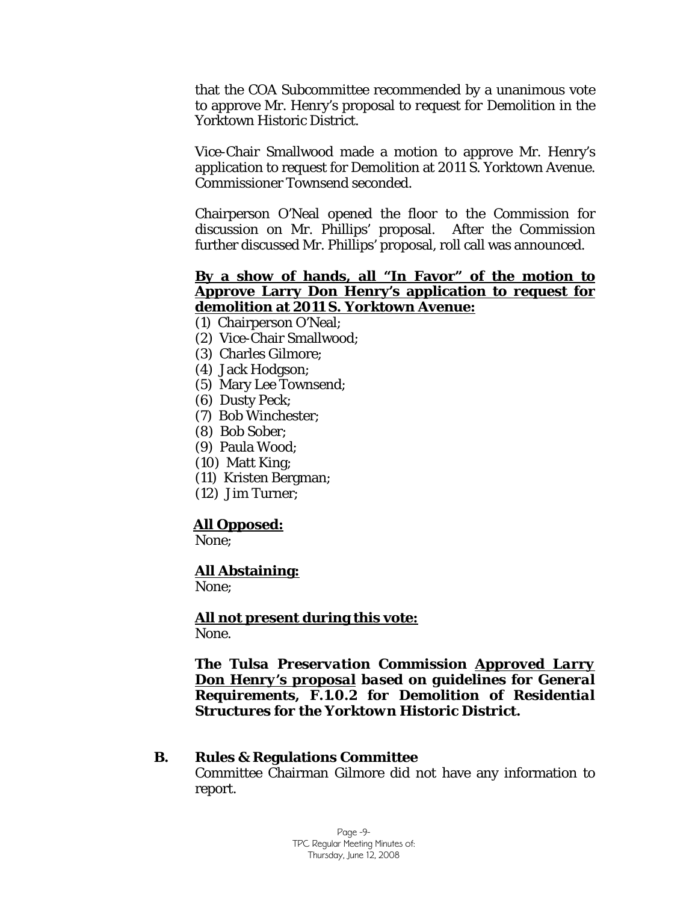that the COA Subcommittee recommended by a unanimous vote to approve Mr. Henry's proposal to request for Demolition in the Yorktown Historic District.

Vice-Chair Smallwood made a motion to approve Mr. Henry's application to request for Demolition at 2011 S. Yorktown Avenue. Commissioner Townsend seconded.

Chairperson O'Neal opened the floor to the Commission for discussion on Mr. Phillips' proposal. After the Commission further discussed Mr. Phillips' proposal, roll call was announced.

**By a show of hands, all "In Favor" of the motion to Approve Larry Don Henry's application to request for demolition at 2011 S. Yorktown Avenue:**

(1) Chairperson O'Neal;
(2) Vice-Chair Smallwood;
(3) Charles Gilmore;
(4) Jack Hodgson;
(5) Mary Lee Townsend;
(6) Dusty Peck;
(7) Bob Winchester;
(8) Bob Sober;
(9) Paula Wood;
(10) Matt King;
(11) Kristen Bergman;
(12) Jim Turner;

**All Opposed:**
None;

**All Abstaining:**
None;

**All not present during this vote:**
None.

***The Tulsa Preservation Commission Approved Larry Don Henry's proposal based on guidelines for General Requirements, F.1.0.2 for Demolition of Residential Structures for the Yorktown Historic District.***

**B. Rules & Regulations Committee**

Committee Chairman Gilmore did not have any information to report.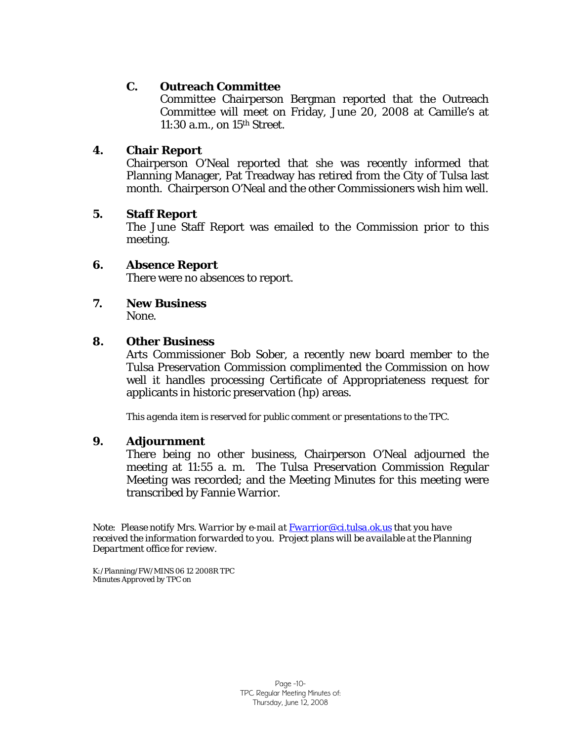### C. Outreach Committee

Committee Chairperson Bergman reported that the Outreach Committee will meet on Friday, June 20, 2008 at Camille's at 11:30 a.m., on 15th Street.

## 4. Chair Report

Chairperson O'Neal reported that she was recently informed that Planning Manager, Pat Treadway has retired from the City of Tulsa last month. Chairperson O'Neal and the other Commissioners wish him well.

## 5. Staff Report

The June Staff Report was emailed to the Commission prior to this meeting.

## 6. Absence Report

There were no absences to report.

## 7. New Business

None.

## 8. Other Business

Arts Commissioner Bob Sober, a recently new board member to the Tulsa Preservation Commission complimented the Commission on how well it handles processing Certificate of Appropriateness request for applicants in historic preservation (hp) areas.

*This agenda item is reserved for public comment or presentations to the TPC.*

## 9. Adjournment

There being no other business, Chairperson O'Neal adjourned the meeting at 11:55 a. m. The Tulsa Preservation Commission Regular Meeting was recorded; and the Meeting Minutes for this meeting were transcribed by Fannie Warrior.

*Note: Please notify Mrs. Warrior by e-mail at Fwarrior@ci.tulsa.ok.us that you have received the information forwarded to you. Project plans will be available at the Planning Department office for review.*

*K:/Planning/FW/MINS 06 12 2008R TPC*
*Minutes Approved by TPC on*